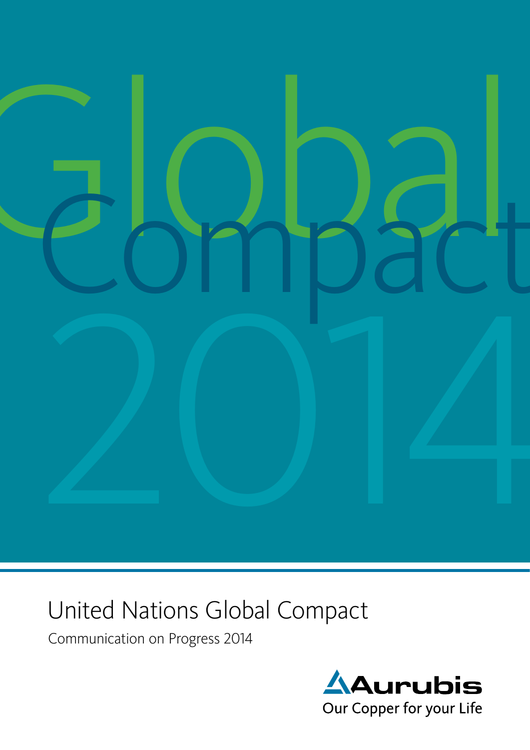Global Compact 2014

# United Nations Global Compact

Communication on Progress 2014

Aurubis

Our Copper for your Life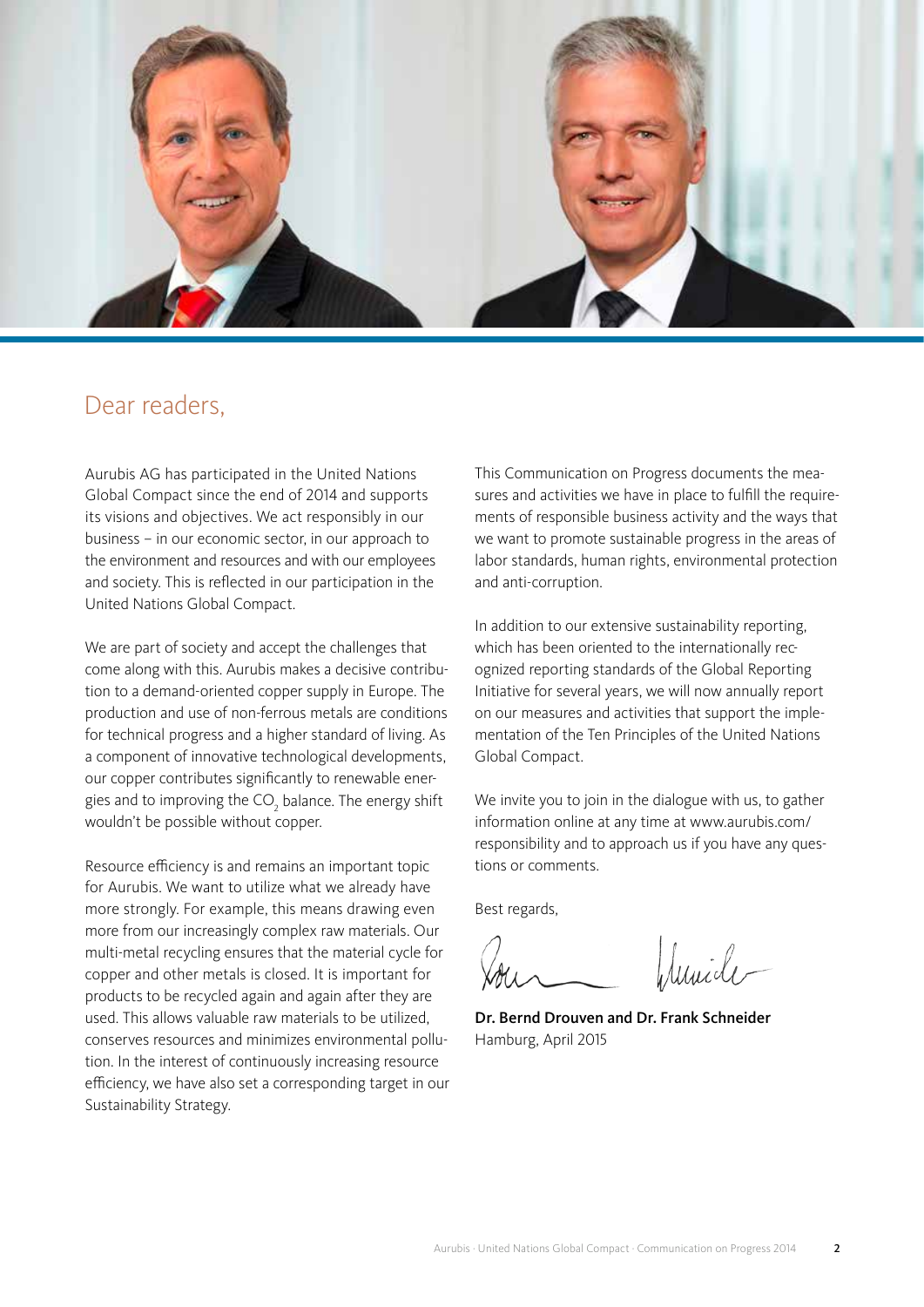## Dear readers,

Aurubis AG has participated in the United Nations Global Compact since the end of 2014 and supports its visions and objectives. We act responsibly in our business – in our economic sector, in our approach to the environment and resources and with our employees and society. This is reflected in our participation in the United Nations Global Compact.

We are part of society and accept the challenges that come along with this. Aurubis makes a decisive contribution to a demand-oriented copper supply in Europe. The production and use of non-ferrous metals are conditions for technical progress and a higher standard of living. As a component of innovative technological developments, our copper contributes significantly to renewable energies and to improving the $CO_2$ balance. The energy shift wouldn't be possible without copper.

Resource efficiency is and remains an important topic for Aurubis. We want to utilize what we already have more strongly. For example, this means drawing even more from our increasingly complex raw materials. Our multi-metal recycling ensures that the material cycle for copper and other metals is closed. It is important for products to be recycled again and again after they are used. This allows valuable raw materials to be utilized, conserves resources and minimizes environmental pollution. In the interest of continuously increasing resource efficiency, we have also set a corresponding target in our Sustainability Strategy.

This Communication on Progress documents the measures and activities we have in place to fulfill the requirements of responsible business activity and the ways that we want to promote sustainable progress in the areas of labor standards, human rights, environmental protection and anti-corruption.

In addition to our extensive sustainability reporting, which has been oriented to the internationally recognized reporting standards of the Global Reporting Initiative for several years, we will now annually report on our measures and activities that support the implementation of the Ten Principles of the United Nations Global Compact.

We invite you to join in the dialogue with us, to gather information online at any time at www.aurubis.com/responsibility and to approach us if you have any questions or comments.

Best regards,

**Dr. Bernd Drouven and Dr. Frank Schneider**
Hamburg, April 2015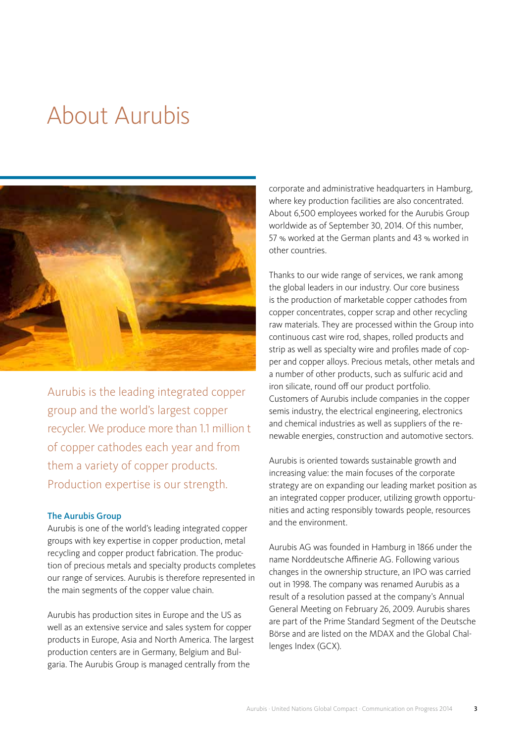# About Aurubis

Aurubis is the leading integrated copper group and the world's largest copper recycler. We produce more than 1.1 million t of copper cathodes each year and from them a variety of copper products. Production expertise is our strength.

### The Aurubis Group

Aurubis is one of the world's leading integrated copper groups with key expertise in copper production, metal recycling and copper product fabrication. The production of precious metals and specialty products completes our range of services. Aurubis is therefore represented in the main segments of the copper value chain.

Aurubis has production sites in Europe and the US as well as an extensive service and sales system for copper products in Europe, Asia and North America. The largest production centers are in Germany, Belgium and Bulgaria. The Aurubis Group is managed centrally from the corporate and administrative headquarters in Hamburg, where key production facilities are also concentrated. About 6,500 employees worked for the Aurubis Group worldwide as of September 30, 2014. Of this number, 57 % worked at the German plants and 43 % worked in other countries.

Thanks to our wide range of services, we rank among the global leaders in our industry. Our core business is the production of marketable copper cathodes from copper concentrates, copper scrap and other recycling raw materials. They are processed within the Group into continuous cast wire rod, shapes, rolled products and strip as well as specialty wire and profiles made of copper and copper alloys. Precious metals, other metals and a number of other products, such as sulfuric acid and iron silicate, round off our product portfolio. Customers of Aurubis include companies in the copper semis industry, the electrical engineering, electronics and chemical industries as well as suppliers of the renewable energies, construction and automotive sectors.

Aurubis is oriented towards sustainable growth and increasing value: the main focuses of the corporate strategy are on expanding our leading market position as an integrated copper producer, utilizing growth opportunities and acting responsibly towards people, resources and the environment.

Aurubis AG was founded in Hamburg in 1866 under the name Norddeutsche Affinerie AG. Following various changes in the ownership structure, an IPO was carried out in 1998. The company was renamed Aurubis as a result of a resolution passed at the company's Annual General Meeting on February 26, 2009. Aurubis shares are part of the Prime Standard Segment of the Deutsche Börse and are listed on the MDAX and the Global Challenges Index (GCX).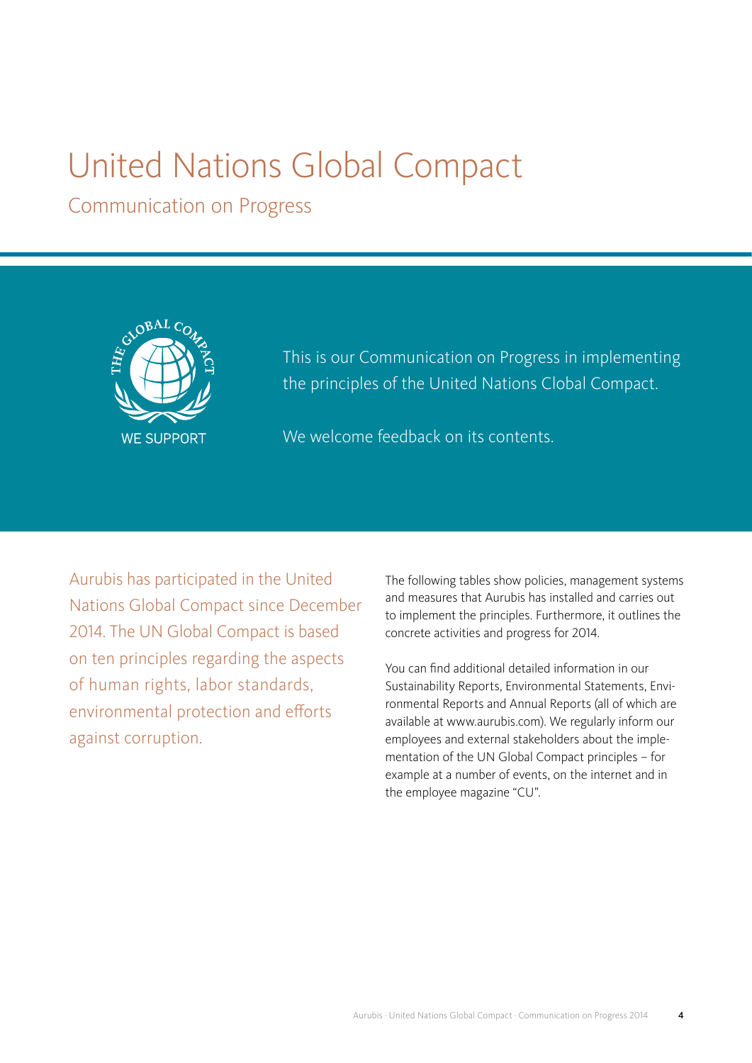# United Nations Global Compact

## Communication on Progress

WE SUPPORT

This is our Communication on Progress in implementing the principles of the United Nations Clobal Compact.

We welcome feedback on its contents.

Aurubis has participated in the United Nations Global Compact since December 2014. The UN Global Compact is based on ten principles regarding the aspects of human rights, labor standards, environmental protection and efforts against corruption.

The following tables show policies, management systems and measures that Aurubis has installed and carries out to implement the principles. Furthermore, it outlines the concrete activities and progress for 2014.

You can find additional detailed information in our Sustainability Reports, Environmental Statements, Environmental Reports and Annual Reports (all of which are available at www.aurubis.com). We regularly inform our employees and external stakeholders about the implementation of the UN Global Compact principles – for example at a number of events, on the internet and in the employee magazine "CU".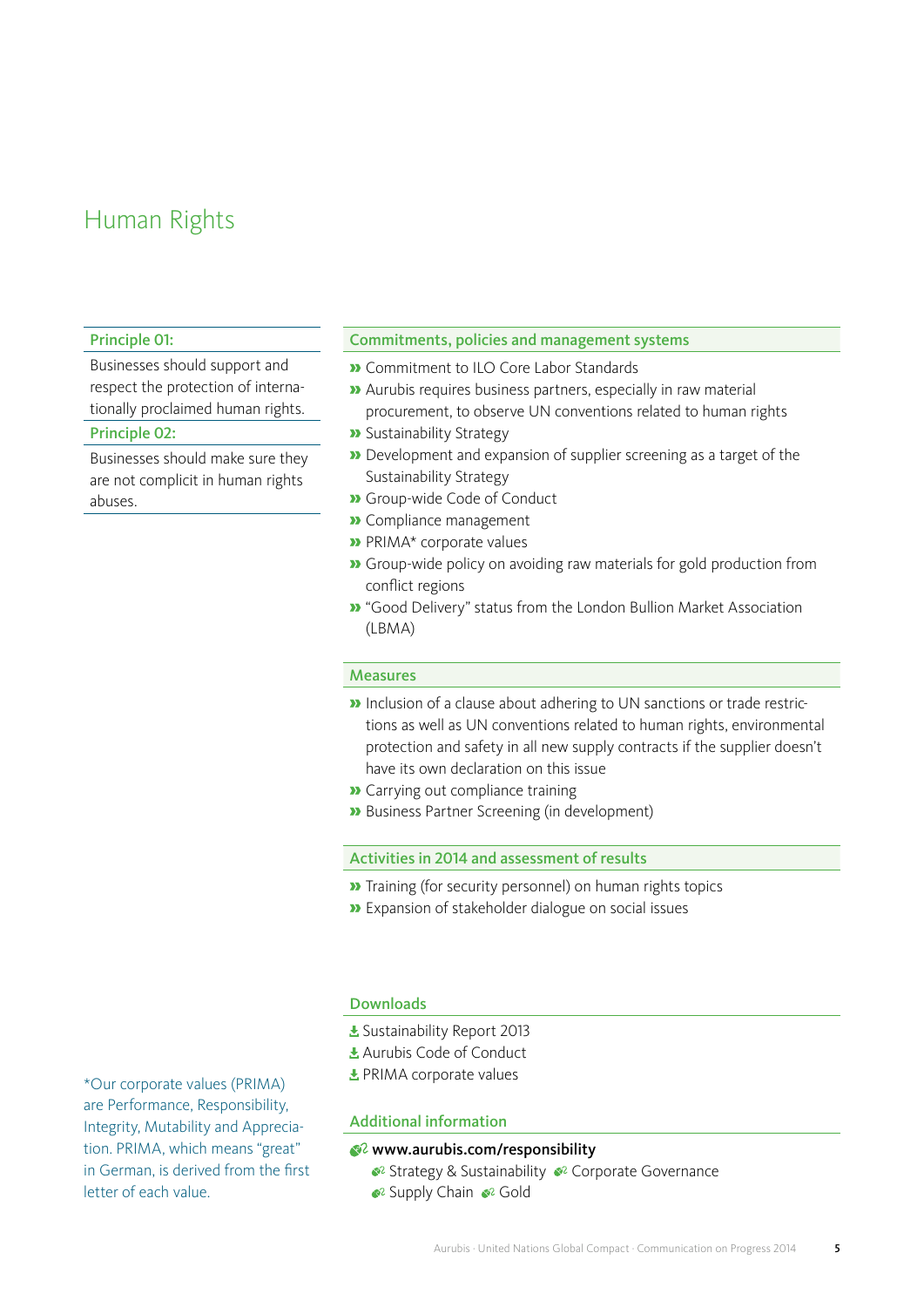# Human Rights

**Principle 01:**

Businesses should support and respect the protection of internationally proclaimed human rights.

**Principle 02:**

Businesses should make sure they are not complicit in human rights abuses.

## Commitments, policies and management systems

- Commitment to ILO Core Labor Standards
- Aurubis requires business partners, especially in raw material procurement, to observe UN conventions related to human rights
- Sustainability Strategy
- Development and expansion of supplier screening as a target of the Sustainability Strategy
- Group-wide Code of Conduct
- Compliance management
- PRIMA* corporate values
- Group-wide policy on avoiding raw materials for gold production from conflict regions
- "Good Delivery" status from the London Bullion Market Association (LBMA)

## Measures

- Inclusion of a clause about adhering to UN sanctions or trade restrictions as well as UN conventions related to human rights, environmental protection and safety in all new supply contracts if the supplier doesn't have its own declaration on this issue
- Carrying out compliance training
- Business Partner Screening (in development)

## Activities in 2014 and assessment of results

- Training (for security personnel) on human rights topics
- Expansion of stakeholder dialogue on social issues

## Downloads

- Sustainability Report 2013
- Aurubis Code of Conduct
- PRIMA corporate values

## Additional information

**www.aurubis.com/responsibility**

- Strategy & Sustainability
- Corporate Governance
- Supply Chain
- Gold

*Our corporate values (PRIMA) are Performance, Responsibility, Integrity, Mutability and Appreciation. PRIMA, which means "great" in German, is derived from the first letter of each value.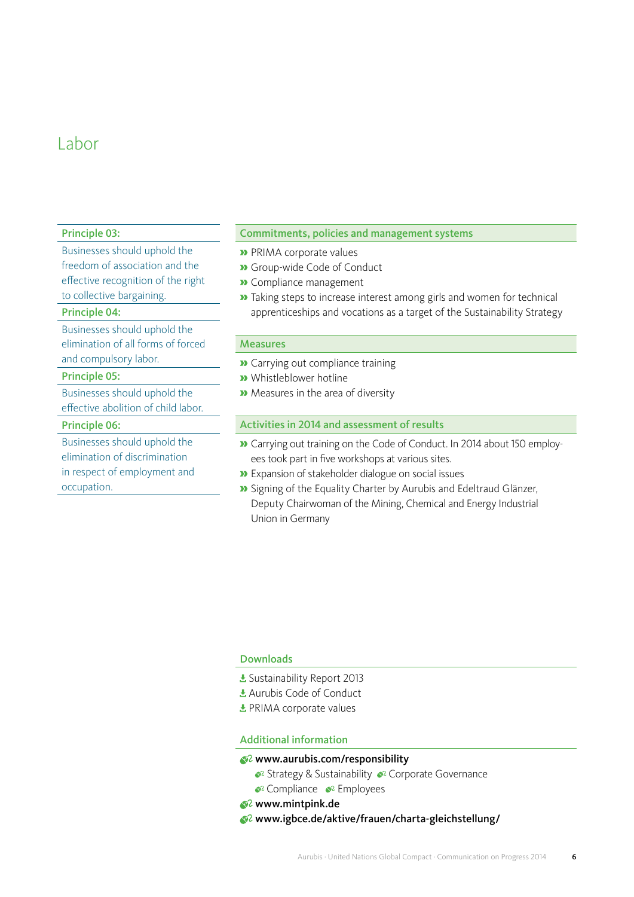# Labor

**Principle 03:**

Businesses should uphold the freedom of association and the effective recognition of the right to collective bargaining.

**Principle 04:**

Businesses should uphold the elimination of all forms of forced and compulsory labor.

**Principle 05:**

Businesses should uphold the effective abolition of child labor.

**Principle 06:**

Businesses should uphold the elimination of discrimination in respect of employment and occupation.

## Commitments, policies and management systems

- PRIMA corporate values
- Group-wide Code of Conduct
- Compliance management
- Taking steps to increase interest among girls and women for technical apprenticeships and vocations as a target of the Sustainability Strategy

## Measures

- Carrying out compliance training
- Whistleblower hotline
- Measures in the area of diversity

## Activities in 2014 and assessment of results

- Carrying out training on the Code of Conduct. In 2014 about 150 employees took part in five workshops at various sites.
- Expansion of stakeholder dialogue on social issues
- Signing of the Equality Charter by Aurubis and Edeltraud Glänzer, Deputy Chairwoman of the Mining, Chemical and Energy Industrial Union in Germany

## Downloads

- Sustainability Report 2013
- Aurubis Code of Conduct
- PRIMA corporate values

## Additional information

- **www.aurubis.com/responsibility**
  - Strategy & Sustainability
  - Corporate Governance
  - Compliance
  - Employees
- **www.mintpink.de**
- **www.igbce.de/aktive/frauen/charta-gleichstellung/**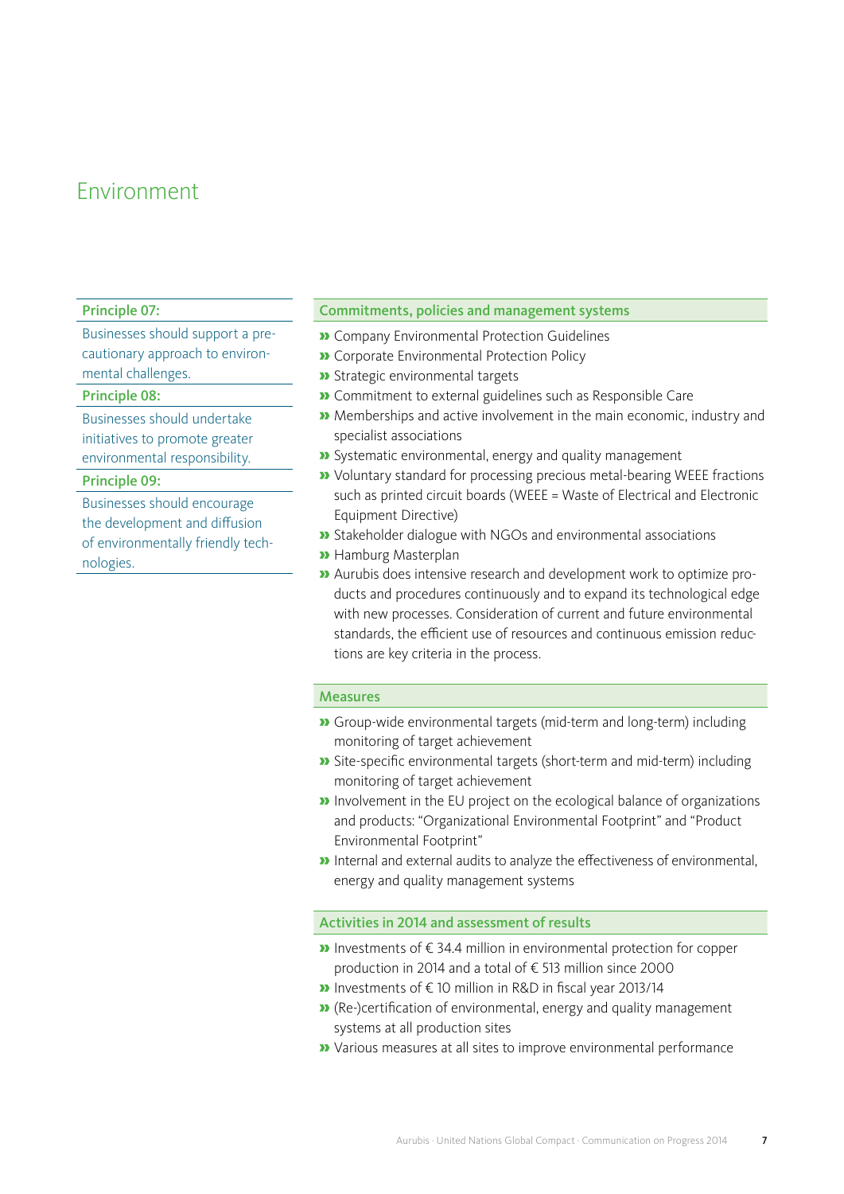# Environment

**Principle 07:**

Businesses should support a precautionary approach to environmental challenges.

**Principle 08:**

Businesses should undertake initiatives to promote greater environmental responsibility.

**Principle 09:**

Businesses should encourage the development and diffusion of environmentally friendly technologies.

## Commitments, policies and management systems

- Company Environmental Protection Guidelines
- Corporate Environmental Protection Policy
- Strategic environmental targets
- Commitment to external guidelines such as Responsible Care
- Memberships and active involvement in the main economic, industry and specialist associations
- Systematic environmental, energy and quality management
- Voluntary standard for processing precious metal-bearing WEEE fractions such as printed circuit boards (WEEE = Waste of Electrical and Electronic Equipment Directive)
- Stakeholder dialogue with NGOs and environmental associations
- Hamburg Masterplan
- Aurubis does intensive research and development work to optimize products and procedures continuously and to expand its technological edge with new processes. Consideration of current and future environmental standards, the efficient use of resources and continuous emission reductions are key criteria in the process.

## Measures

- Group-wide environmental targets (mid-term and long-term) including monitoring of target achievement
- Site-specific environmental targets (short-term and mid-term) including monitoring of target achievement
- Involvement in the EU project on the ecological balance of organizations and products: “Organizational Environmental Footprint” and “Product Environmental Footprint”
- Internal and external audits to analyze the effectiveness of environmental, energy and quality management systems

## Activities in 2014 and assessment of results

- Investments of € 34.4 million in environmental protection for copper production in 2014 and a total of € 513 million since 2000
- Investments of € 10 million in R&D in fiscal year 2013/14
- (Re-)certification of environmental, energy and quality management systems at all production sites
- Various measures at all sites to improve environmental performance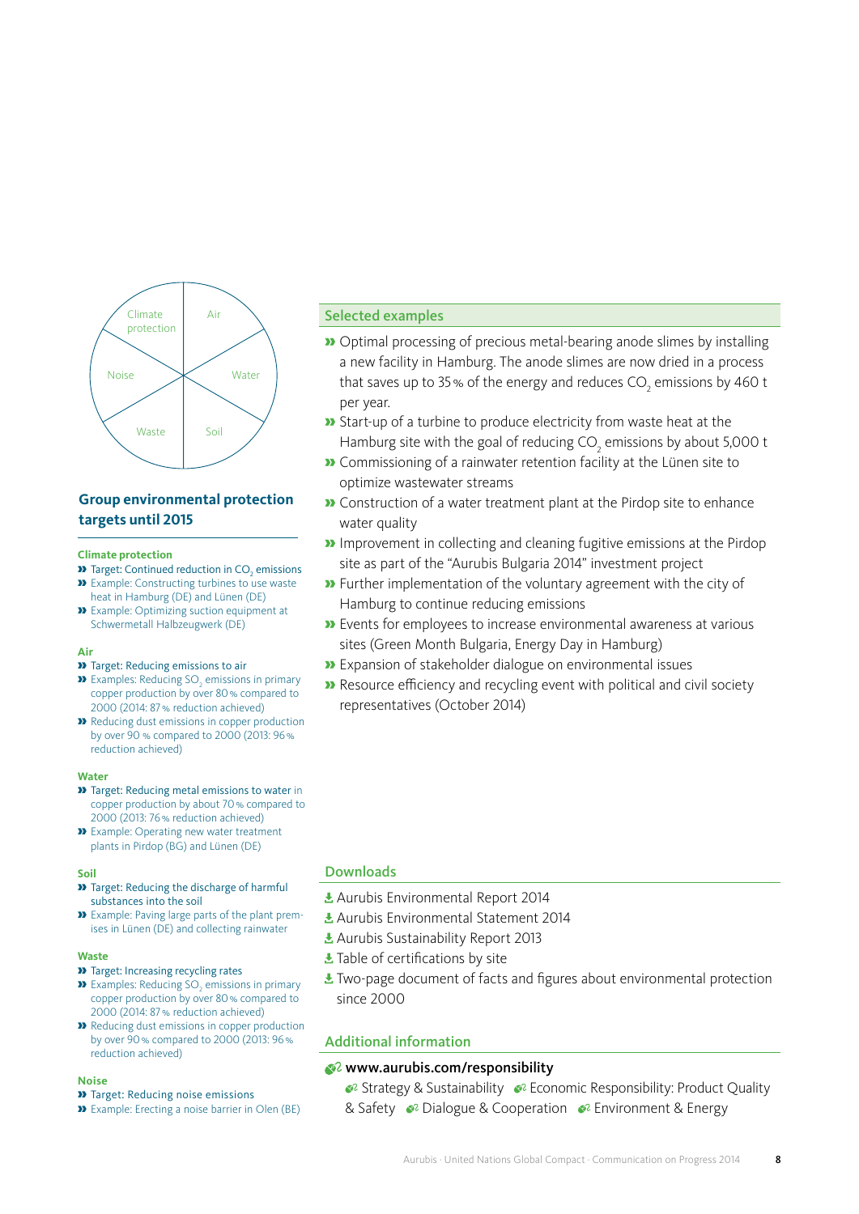Climate protection | Air | Water | Soil | Waste | Noise

## Group environmental protection targets until 2015

### Climate protection

- Target: Continued reduction in $CO_2$ emissions
- Example: Constructing turbines to use waste heat in Hamburg (DE) and Lünen (DE)
- Example: Optimizing suction equipment at Schwermetall Halbzeugwerk (DE)

### Air

- Target: Reducing emissions to air
- Examples: Reducing $SO_2$ emissions in primary copper production by over 80 % compared to 2000 (2014: 87 % reduction achieved)
- Reducing dust emissions in copper production by over 90 % compared to 2000 (2013: 96 % reduction achieved)

### Water

- Target: Reducing metal emissions to water in copper production by about 70 % compared to 2000 (2013: 76 % reduction achieved)
- Example: Operating new water treatment plants in Pirdop (BG) and Lünen (DE)

### Soil

- Target: Reducing the discharge of harmful substances into the soil
- Example: Paving large parts of the plant premises in Lünen (DE) and collecting rainwater

### Waste

- Target: Increasing recycling rates
- Examples: Reducing $SO_2$ emissions in primary copper production by over 80 % compared to 2000 (2014: 87 % reduction achieved)
- Reducing dust emissions in copper production by over 90 % compared to 2000 (2013: 96 % reduction achieved)

### Noise

- Target: Reducing noise emissions
- Example: Erecting a noise barrier in Olen (BE)

## Selected examples

- Optimal processing of precious metal-bearing anode slimes by installing a new facility in Hamburg. The anode slimes are now dried in a process that saves up to 35 % of the energy and reduces $CO_2$ emissions by 460 t per year.
- Start-up of a turbine to produce electricity from waste heat at the Hamburg site with the goal of reducing $CO_2$ emissions by about 5,000 t
- Commissioning of a rainwater retention facility at the Lünen site to optimize wastewater streams
- Construction of a water treatment plant at the Pirdop site to enhance water quality
- Improvement in collecting and cleaning fugitive emissions at the Pirdop site as part of the "Aurubis Bulgaria 2014" investment project
- Further implementation of the voluntary agreement with the city of Hamburg to continue reducing emissions
- Events for employees to increase environmental awareness at various sites (Green Month Bulgaria, Energy Day in Hamburg)
- Expansion of stakeholder dialogue on environmental issues
- Resource efficiency and recycling event with political and civil society representatives (October 2014)

## Downloads

- Aurubis Environmental Report 2014
- Aurubis Environmental Statement 2014
- Aurubis Sustainability Report 2013
- Table of certifications by site
- Two-page document of facts and figures about environmental protection since 2000

## Additional information

**www.aurubis.com/responsibility**

Strategy & Sustainability | Economic Responsibility: Product Quality & Safety | Dialogue & Cooperation | Environment & Energy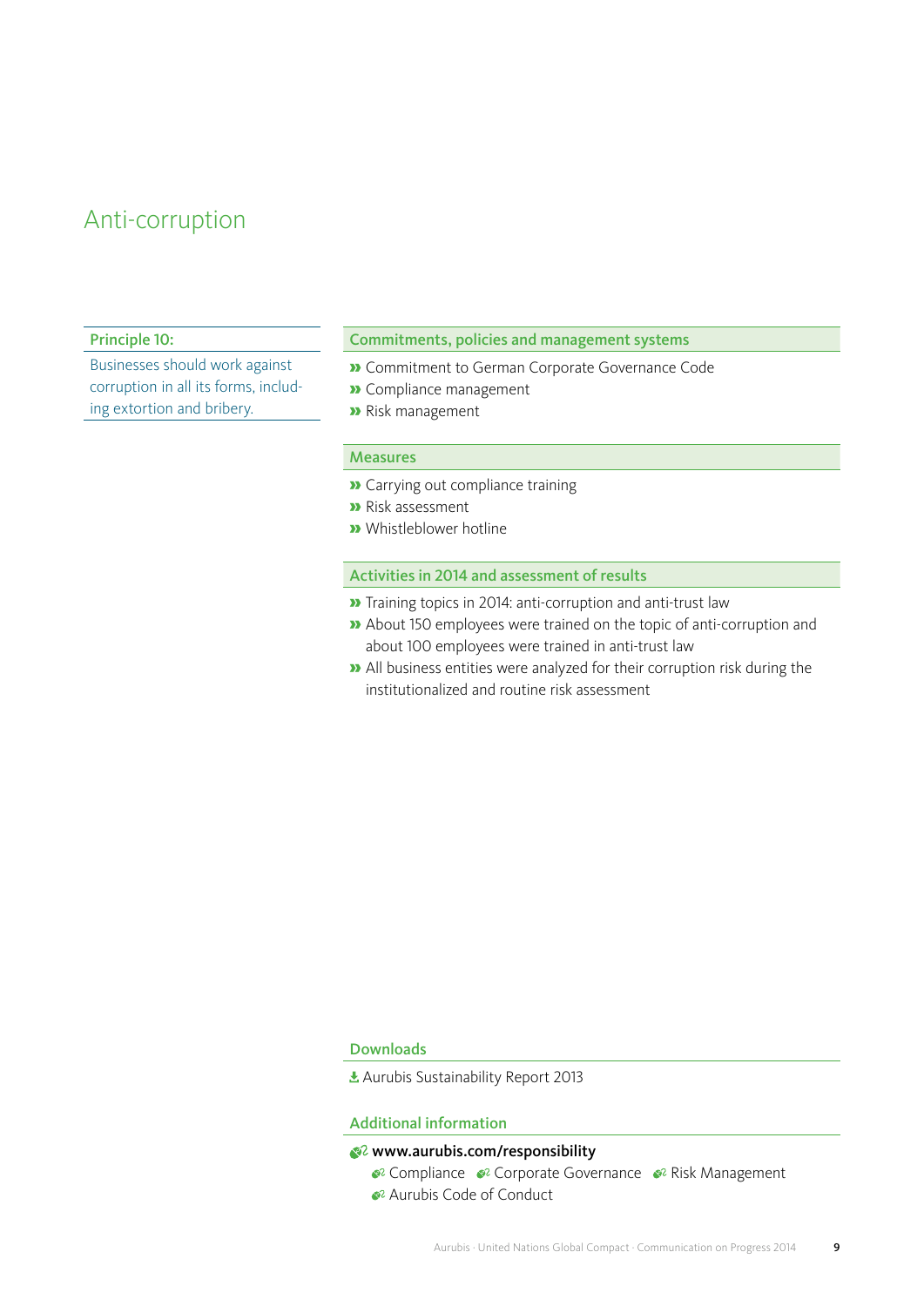# Anti-corruption

**Principle 10:**

Businesses should work against corruption in all its forms, including extortion and bribery.

## Commitments, policies and management systems

- Commitment to German Corporate Governance Code
- Compliance management
- Risk management

## Measures

- Carrying out compliance training
- Risk assessment
- Whistleblower hotline

## Activities in 2014 and assessment of results

- Training topics in 2014: anti-corruption and anti-trust law
- About 150 employees were trained on the topic of anti-corruption and about 100 employees were trained in anti-trust law
- All business entities were analyzed for their corruption risk during the institutionalized and routine risk assessment

## Downloads

- Aurubis Sustainability Report 2013

## Additional information

**www.aurubis.com/responsibility**

- Compliance
- Corporate Governance
- Risk Management
- Aurubis Code of Conduct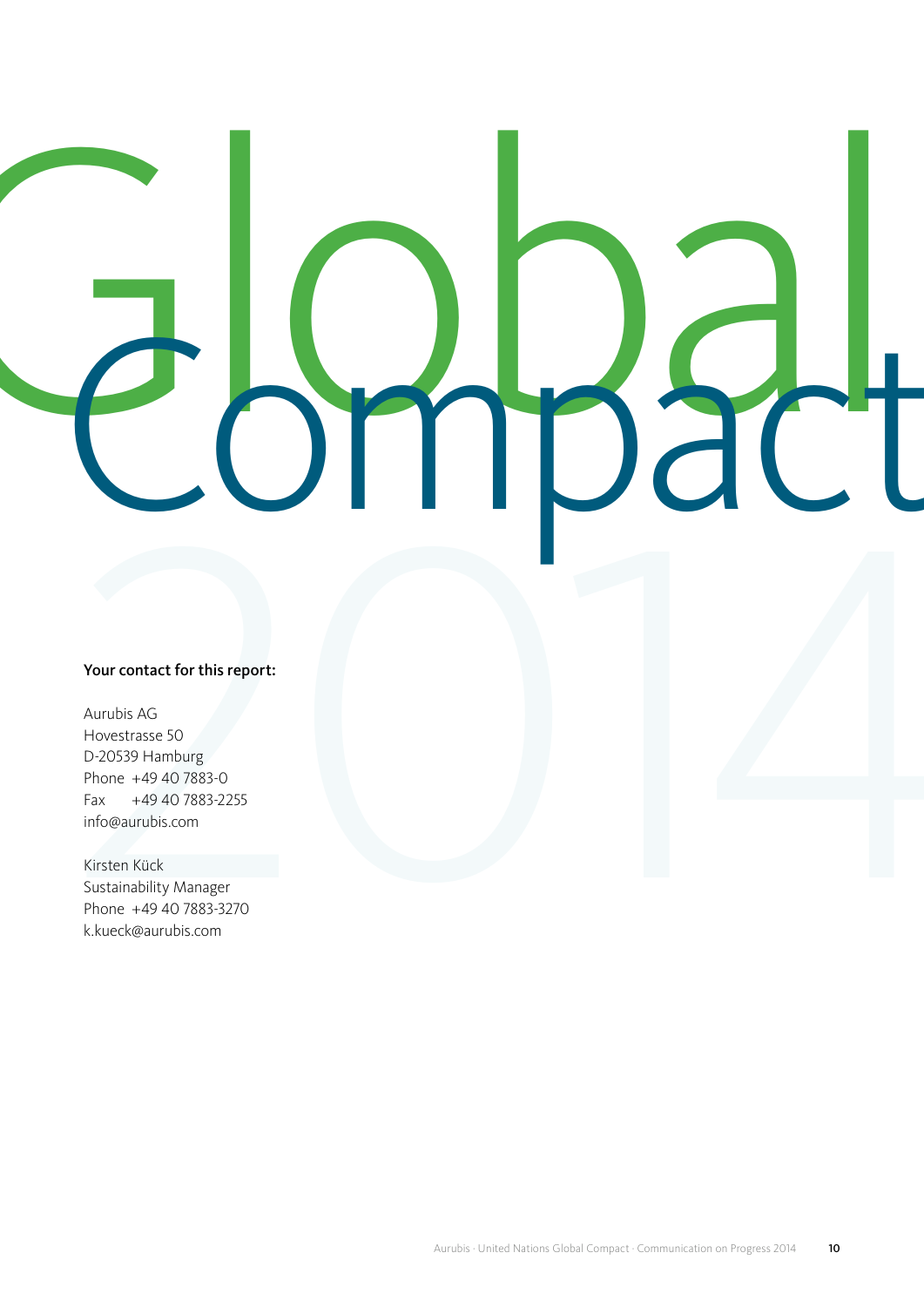# Global Compact 2014

**Your contact for this report:**

Aurubis AG
Hovestrasse 50
D-20539 Hamburg
Phone +49 40 7883-0
Fax +49 40 7883-2255
info@aurubis.com

Kirsten Kück
Sustainability Manager
Phone +49 40 7883-3270
k.kueck@aurubis.com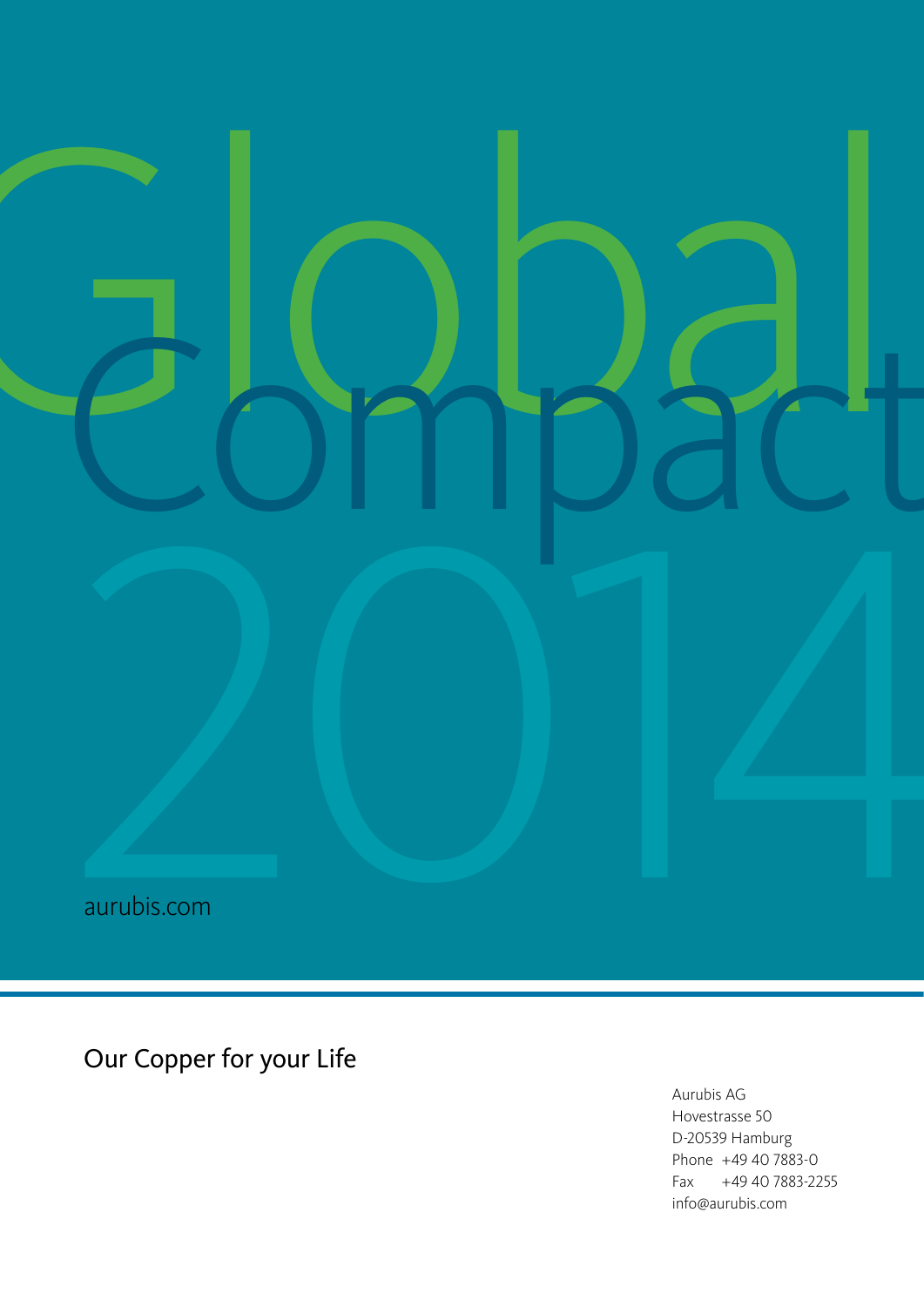# Global Compact 2014

aurubis.com

Our Copper for your Life

Aurubis AG
Hovestrasse 50
D-20539 Hamburg
Phone +49 40 7883-0
Fax +49 40 7883-2255
info@aurubis.com